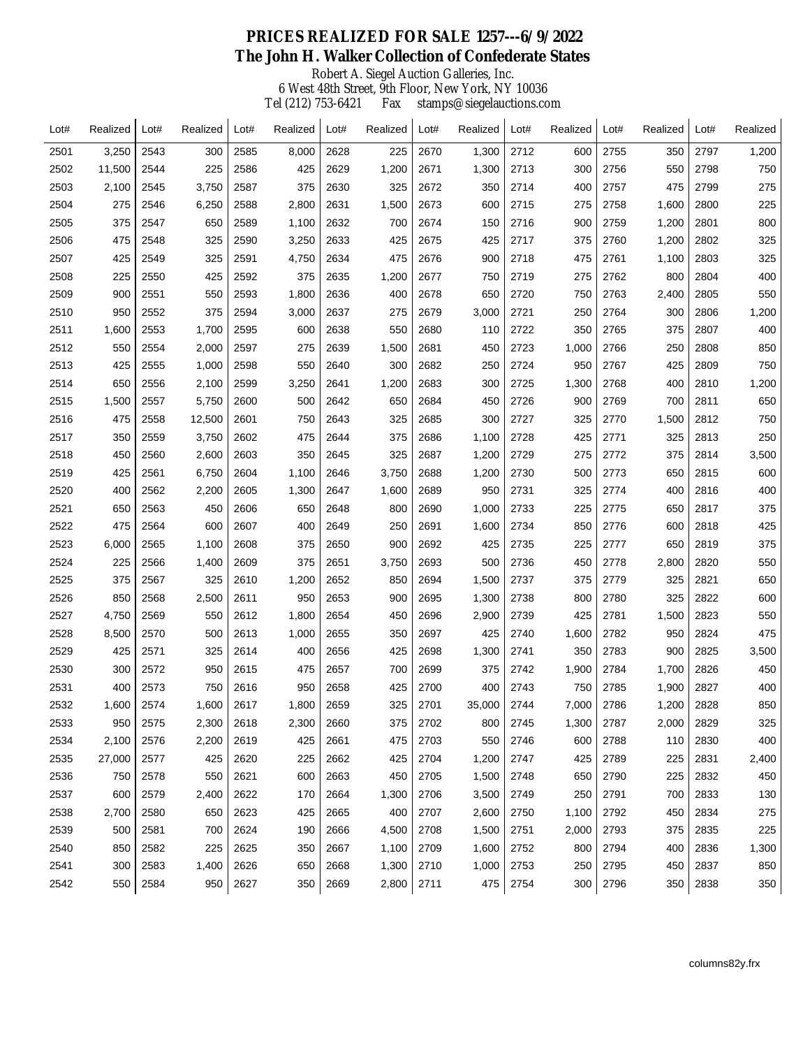# PRICES REALIZED FOR SALE 1257---6/9/2022

## The John H. Walker Collection of Confederate States

Robert A. Siegel Auction Galleries, Inc.
6 West 48th Street, 9th Floor, New York, NY 10036
Tel (212) 753-6421 Fax stamps@siegelauctions.com

| Lot# | Realized | Lot# | Realized | Lot# | Realized | Lot# | Realized | Lot# | Realized | Lot# | Realized | Lot# | Realized | Lot# | Realized |
|---|---|---|---|---|---|---|---|---|---|---|---|---|---|---|---|
| 2501 | 3,250 | 2543 | 300 | 2585 | 8,000 | 2628 | 225 | 2670 | 1,300 | 2712 | 600 | 2755 | 350 | 2797 | 1,200 |
| 2502 | 11,500 | 2544 | 225 | 2586 | 425 | 2629 | 1,200 | 2671 | 1,300 | 2713 | 300 | 2756 | 550 | 2798 | 750 |
| 2503 | 2,100 | 2545 | 3,750 | 2587 | 375 | 2630 | 325 | 2672 | 350 | 2714 | 400 | 2757 | 475 | 2799 | 275 |
| 2504 | 275 | 2546 | 6,250 | 2588 | 2,800 | 2631 | 1,500 | 2673 | 600 | 2715 | 275 | 2758 | 1,600 | 2800 | 225 |
| 2505 | 375 | 2547 | 650 | 2589 | 1,100 | 2632 | 700 | 2674 | 150 | 2716 | 900 | 2759 | 1,200 | 2801 | 800 |
| 2506 | 475 | 2548 | 325 | 2590 | 3,250 | 2633 | 425 | 2675 | 425 | 2717 | 375 | 2760 | 1,200 | 2802 | 325 |
| 2507 | 425 | 2549 | 325 | 2591 | 4,750 | 2634 | 475 | 2676 | 900 | 2718 | 475 | 2761 | 1,100 | 2803 | 325 |
| 2508 | 225 | 2550 | 425 | 2592 | 375 | 2635 | 1,200 | 2677 | 750 | 2719 | 275 | 2762 | 800 | 2804 | 400 |
| 2509 | 900 | 2551 | 550 | 2593 | 1,800 | 2636 | 400 | 2678 | 650 | 2720 | 750 | 2763 | 2,400 | 2805 | 550 |
| 2510 | 950 | 2552 | 375 | 2594 | 3,000 | 2637 | 275 | 2679 | 3,000 | 2721 | 250 | 2764 | 300 | 2806 | 1,200 |
| 2511 | 1,600 | 2553 | 1,700 | 2595 | 600 | 2638 | 550 | 2680 | 110 | 2722 | 350 | 2765 | 375 | 2807 | 400 |
| 2512 | 550 | 2554 | 2,000 | 2597 | 275 | 2639 | 1,500 | 2681 | 450 | 2723 | 1,000 | 2766 | 250 | 2808 | 850 |
| 2513 | 425 | 2555 | 1,000 | 2598 | 550 | 2640 | 300 | 2682 | 250 | 2724 | 950 | 2767 | 425 | 2809 | 750 |
| 2514 | 650 | 2556 | 2,100 | 2599 | 3,250 | 2641 | 1,200 | 2683 | 300 | 2725 | 1,300 | 2768 | 400 | 2810 | 1,200 |
| 2515 | 1,500 | 2557 | 5,750 | 2600 | 500 | 2642 | 650 | 2684 | 450 | 2726 | 900 | 2769 | 700 | 2811 | 650 |
| 2516 | 475 | 2558 | 12,500 | 2601 | 750 | 2643 | 325 | 2685 | 300 | 2727 | 325 | 2770 | 1,500 | 2812 | 750 |
| 2517 | 350 | 2559 | 3,750 | 2602 | 475 | 2644 | 375 | 2686 | 1,100 | 2728 | 425 | 2771 | 325 | 2813 | 250 |
| 2518 | 450 | 2560 | 2,600 | 2603 | 350 | 2645 | 325 | 2687 | 1,200 | 2729 | 275 | 2772 | 375 | 2814 | 3,500 |
| 2519 | 425 | 2561 | 6,750 | 2604 | 1,100 | 2646 | 3,750 | 2688 | 1,200 | 2730 | 500 | 2773 | 650 | 2815 | 600 |
| 2520 | 400 | 2562 | 2,200 | 2605 | 1,300 | 2647 | 1,600 | 2689 | 950 | 2731 | 325 | 2774 | 400 | 2816 | 400 |
| 2521 | 650 | 2563 | 450 | 2606 | 650 | 2648 | 800 | 2690 | 1,000 | 2733 | 225 | 2775 | 650 | 2817 | 375 |
| 2522 | 475 | 2564 | 600 | 2607 | 400 | 2649 | 250 | 2691 | 1,600 | 2734 | 850 | 2776 | 600 | 2818 | 425 |
| 2523 | 6,000 | 2565 | 1,100 | 2608 | 375 | 2650 | 900 | 2692 | 425 | 2735 | 225 | 2777 | 650 | 2819 | 375 |
| 2524 | 225 | 2566 | 1,400 | 2609 | 375 | 2651 | 3,750 | 2693 | 500 | 2736 | 450 | 2778 | 2,800 | 2820 | 550 |
| 2525 | 375 | 2567 | 325 | 2610 | 1,200 | 2652 | 850 | 2694 | 1,500 | 2737 | 375 | 2779 | 325 | 2821 | 650 |
| 2526 | 850 | 2568 | 2,500 | 2611 | 950 | 2653 | 900 | 2695 | 1,300 | 2738 | 800 | 2780 | 325 | 2822 | 600 |
| 2527 | 4,750 | 2569 | 550 | 2612 | 1,800 | 2654 | 450 | 2696 | 2,900 | 2739 | 425 | 2781 | 1,500 | 2823 | 550 |
| 2528 | 8,500 | 2570 | 500 | 2613 | 1,000 | 2655 | 350 | 2697 | 425 | 2740 | 1,600 | 2782 | 950 | 2824 | 475 |
| 2529 | 425 | 2571 | 325 | 2614 | 400 | 2656 | 425 | 2698 | 1,300 | 2741 | 350 | 2783 | 900 | 2825 | 3,500 |
| 2530 | 300 | 2572 | 950 | 2615 | 475 | 2657 | 700 | 2699 | 375 | 2742 | 1,900 | 2784 | 1,700 | 2826 | 450 |
| 2531 | 400 | 2573 | 750 | 2616 | 950 | 2658 | 425 | 2700 | 400 | 2743 | 750 | 2785 | 1,900 | 2827 | 400 |
| 2532 | 1,600 | 2574 | 1,600 | 2617 | 1,800 | 2659 | 325 | 2701 | 35,000 | 2744 | 7,000 | 2786 | 1,200 | 2828 | 850 |
| 2533 | 950 | 2575 | 2,300 | 2618 | 2,300 | 2660 | 375 | 2702 | 800 | 2745 | 1,300 | 2787 | 2,000 | 2829 | 325 |
| 2534 | 2,100 | 2576 | 2,200 | 2619 | 425 | 2661 | 475 | 2703 | 550 | 2746 | 600 | 2788 | 110 | 2830 | 400 |
| 2535 | 27,000 | 2577 | 425 | 2620 | 225 | 2662 | 425 | 2704 | 1,200 | 2747 | 425 | 2789 | 225 | 2831 | 2,400 |
| 2536 | 750 | 2578 | 550 | 2621 | 600 | 2663 | 450 | 2705 | 1,500 | 2748 | 650 | 2790 | 225 | 2832 | 450 |
| 2537 | 600 | 2579 | 2,400 | 2622 | 170 | 2664 | 1,300 | 2706 | 3,500 | 2749 | 250 | 2791 | 700 | 2833 | 130 |
| 2538 | 2,700 | 2580 | 650 | 2623 | 425 | 2665 | 400 | 2707 | 2,600 | 2750 | 1,100 | 2792 | 450 | 2834 | 275 |
| 2539 | 500 | 2581 | 700 | 2624 | 190 | 2666 | 4,500 | 2708 | 1,500 | 2751 | 2,000 | 2793 | 375 | 2835 | 225 |
| 2540 | 850 | 2582 | 225 | 2625 | 350 | 2667 | 1,100 | 2709 | 1,600 | 2752 | 800 | 2794 | 400 | 2836 | 1,300 |
| 2541 | 300 | 2583 | 1,400 | 2626 | 650 | 2668 | 1,300 | 2710 | 1,000 | 2753 | 250 | 2795 | 450 | 2837 | 850 |
| 2542 | 550 | 2584 | 950 | 2627 | 350 | 2669 | 2,800 | 2711 | 475 | 2754 | 300 | 2796 | 350 | 2838 | 350 |

columns82y.frx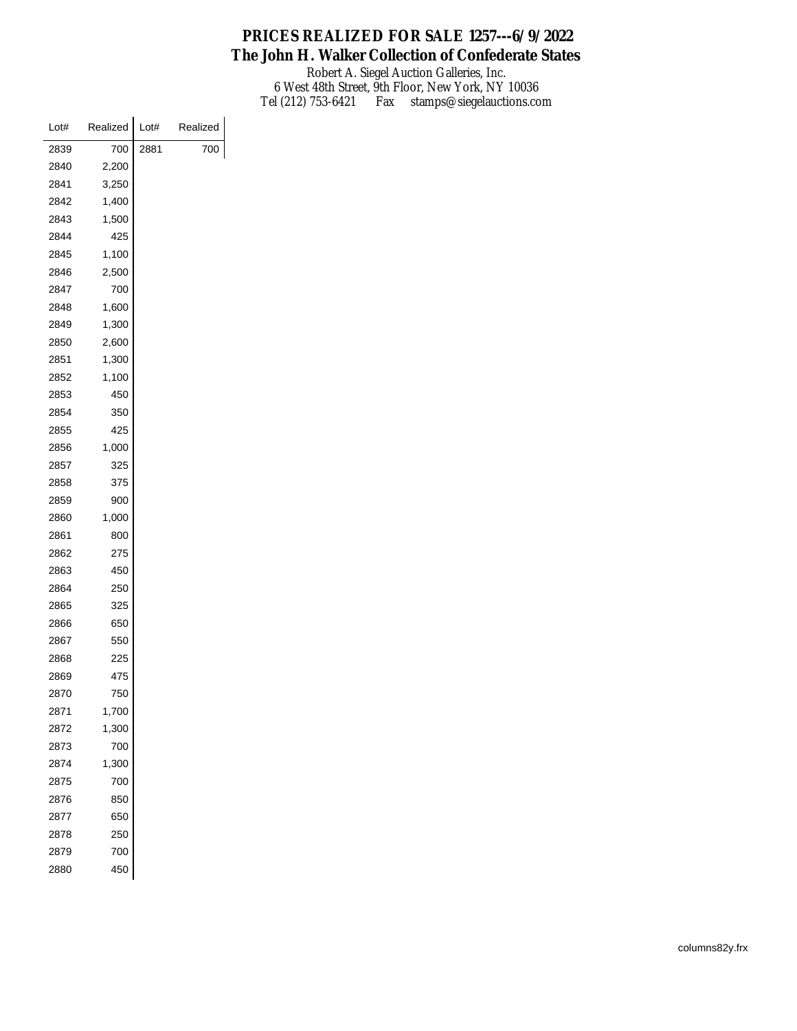# PRICES REALIZED FOR SALE 1257---6/9/2022

## The John H. Walker Collection of Confederate States

Robert A. Siegel Auction Galleries, Inc.
6 West 48th Street, 9th Floor, New York, NY 10036
Tel (212) 753-6421 Fax stamps@siegelauctions.com

| Lot# | Realized | Lot# | Realized |
|---|---|---|---|
| 2839 | 700 | 2881 | 700 |
| 2840 | 2,200 | | |
| 2841 | 3,250 | | |
| 2842 | 1,400 | | |
| 2843 | 1,500 | | |
| 2844 | 425 | | |
| 2845 | 1,100 | | |
| 2846 | 2,500 | | |
| 2847 | 700 | | |
| 2848 | 1,600 | | |
| 2849 | 1,300 | | |
| 2850 | 2,600 | | |
| 2851 | 1,300 | | |
| 2852 | 1,100 | | |
| 2853 | 450 | | |
| 2854 | 350 | | |
| 2855 | 425 | | |
| 2856 | 1,000 | | |
| 2857 | 325 | | |
| 2858 | 375 | | |
| 2859 | 900 | | |
| 2860 | 1,000 | | |
| 2861 | 800 | | |
| 2862 | 275 | | |
| 2863 | 450 | | |
| 2864 | 250 | | |
| 2865 | 325 | | |
| 2866 | 650 | | |
| 2867 | 550 | | |
| 2868 | 225 | | |
| 2869 | 475 | | |
| 2870 | 750 | | |
| 2871 | 1,700 | | |
| 2872 | 1,300 | | |
| 2873 | 700 | | |
| 2874 | 1,300 | | |
| 2875 | 700 | | |
| 2876 | 850 | | |
| 2877 | 650 | | |
| 2878 | 250 | | |
| 2879 | 700 | | |
| 2880 | 450 | | |

columns82y.frx